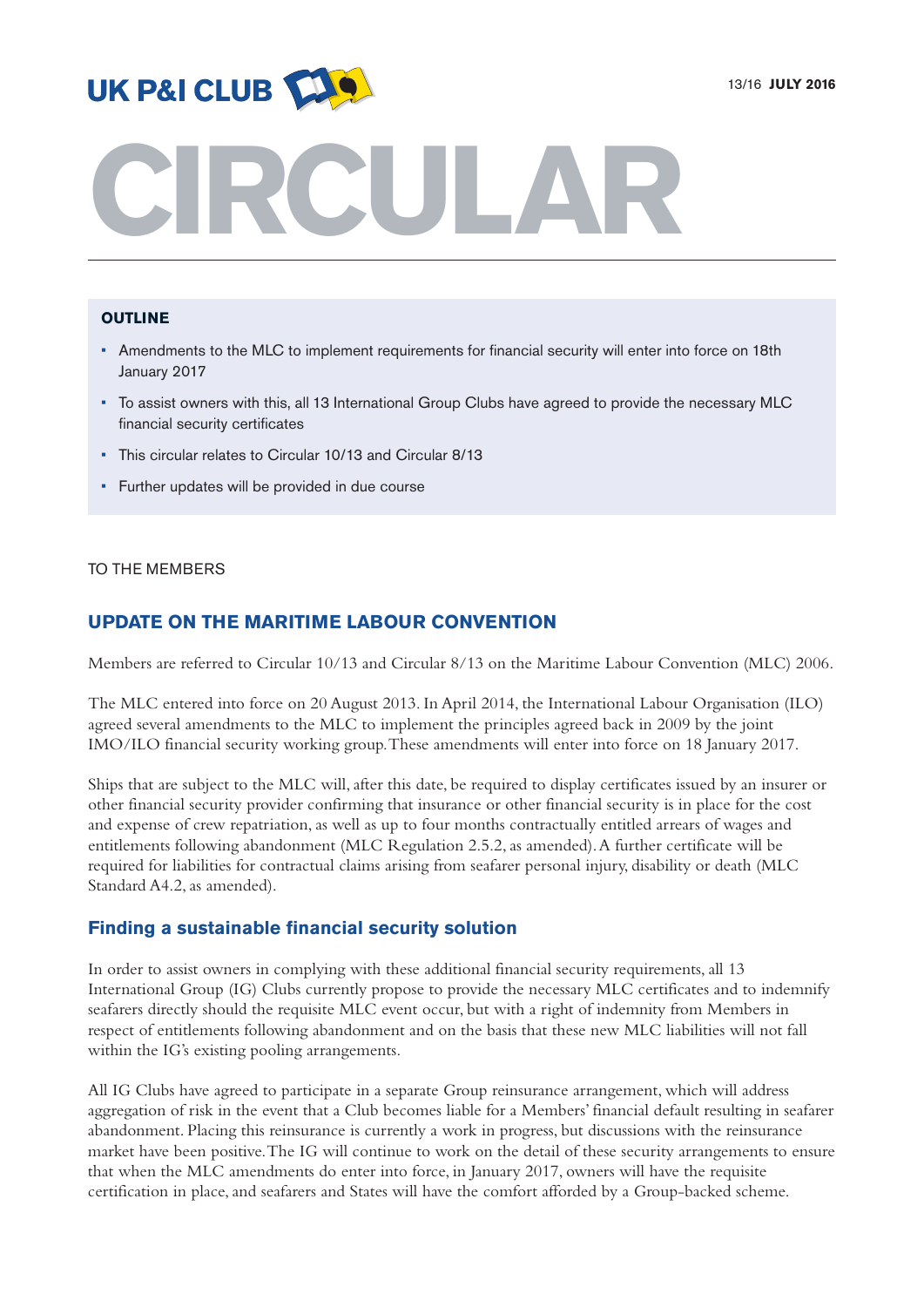UK P&I CLUB

13/16 **JULY 2016**

# CIRCULAR

**OUTLINE**

- Amendments to the MLC to implement requirements for financial security will enter into force on 18th January 2017
- To assist owners with this, all 13 International Group Clubs have agreed to provide the necessary MLC financial security certificates
- This circular relates to Circular 10/13 and Circular 8/13
- Further updates will be provided in due course

TO THE MEMBERS

## UPDATE ON THE MARITIME LABOUR CONVENTION

Members are referred to Circular 10/13 and Circular 8/13 on the Maritime Labour Convention (MLC) 2006.

The MLC entered into force on 20 August 2013. In April 2014, the International Labour Organisation (ILO) agreed several amendments to the MLC to implement the principles agreed back in 2009 by the joint IMO/ILO financial security working group. These amendments will enter into force on 18 January 2017.

Ships that are subject to the MLC will, after this date, be required to display certificates issued by an insurer or other financial security provider confirming that insurance or other financial security is in place for the cost and expense of crew repatriation, as well as up to four months contractually entitled arrears of wages and entitlements following abandonment (MLC Regulation 2.5.2, as amended). A further certificate will be required for liabilities for contractual claims arising from seafarer personal injury, disability or death (MLC Standard A4.2, as amended).

### Finding a sustainable financial security solution

In order to assist owners in complying with these additional financial security requirements, all 13 International Group (IG) Clubs currently propose to provide the necessary MLC certificates and to indemnify seafarers directly should the requisite MLC event occur, but with a right of indemnity from Members in respect of entitlements following abandonment and on the basis that these new MLC liabilities will not fall within the IG's existing pooling arrangements.

All IG Clubs have agreed to participate in a separate Group reinsurance arrangement, which will address aggregation of risk in the event that a Club becomes liable for a Members' financial default resulting in seafarer abandonment. Placing this reinsurance is currently a work in progress, but discussions with the reinsurance market have been positive. The IG will continue to work on the detail of these security arrangements to ensure that when the MLC amendments do enter into force, in January 2017, owners will have the requisite certification in place, and seafarers and States will have the comfort afforded by a Group-backed scheme.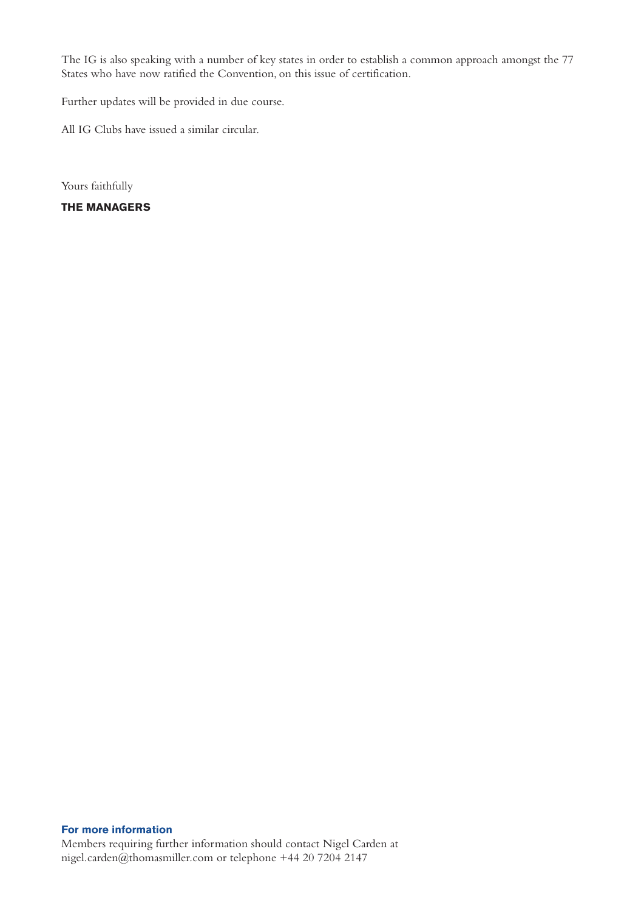The IG is also speaking with a number of key states in order to establish a common approach amongst the 77 States who have now ratified the Convention, on this issue of certification.

Further updates will be provided in due course.

All IG Clubs have issued a similar circular.

Yours faithfully

**THE MANAGERS**

**For more information**

Members requiring further information should contact Nigel Carden at nigel.carden@thomasmiller.com or telephone +44 20 7204 2147